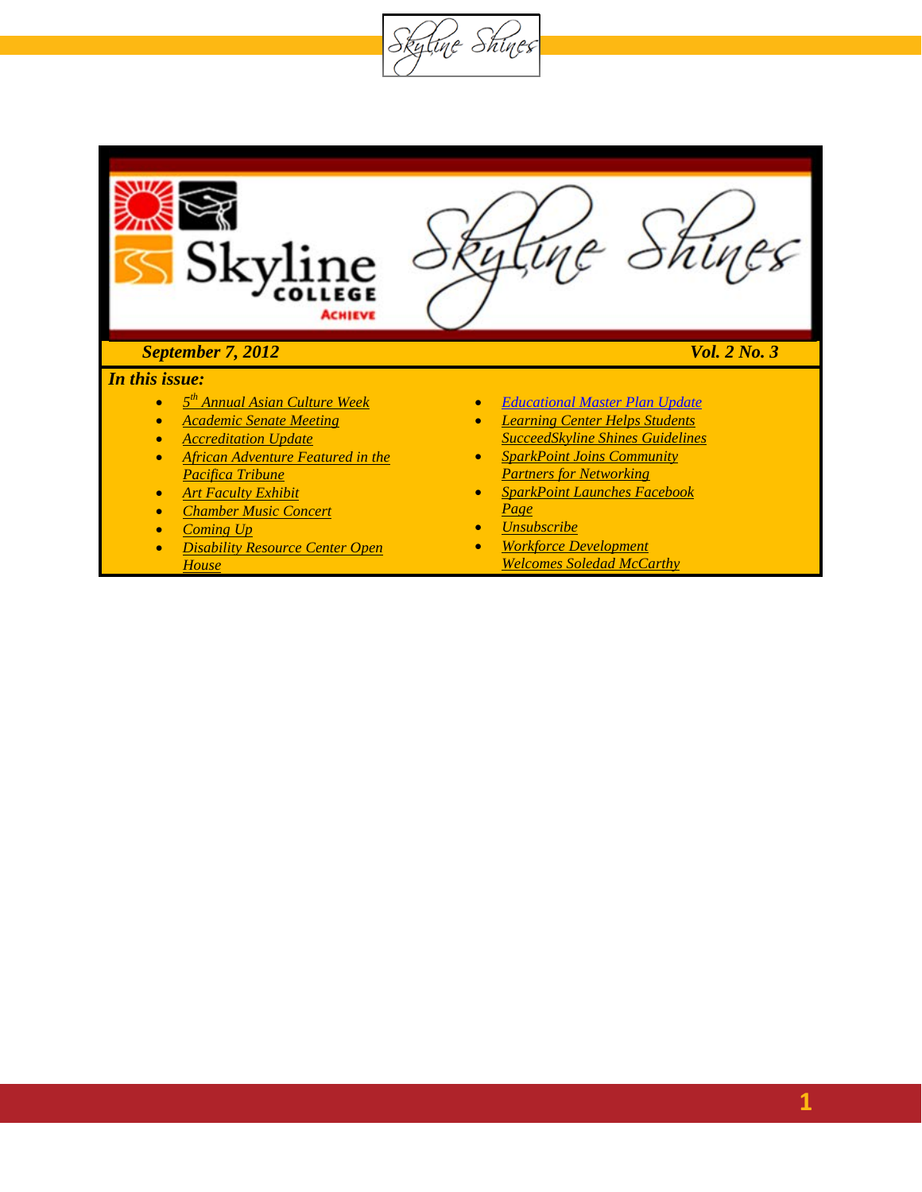# Skyline Shines

**September 7, 2012** **Vol. 2 No. 3**

***In this issue:***

- *5th Annual Asian Culture Week*
- *Academic Senate Meeting*
- *Accreditation Update*
- *African Adventure Featured in the Pacifica Tribune*
- *Art Faculty Exhibit*
- *Chamber Music Concert*
- *Coming Up*
- *Disability Resource Center Open House*
- *Educational Master Plan Update*
- *Learning Center Helps Students Succeed*
- *Skyline Shines Guidelines*
- *SparkPoint Joins Community Partners for Networking*
- *SparkPoint Launches Facebook Page*
- *Unsubscribe*
- *Workforce Development Welcomes Soledad McCarthy*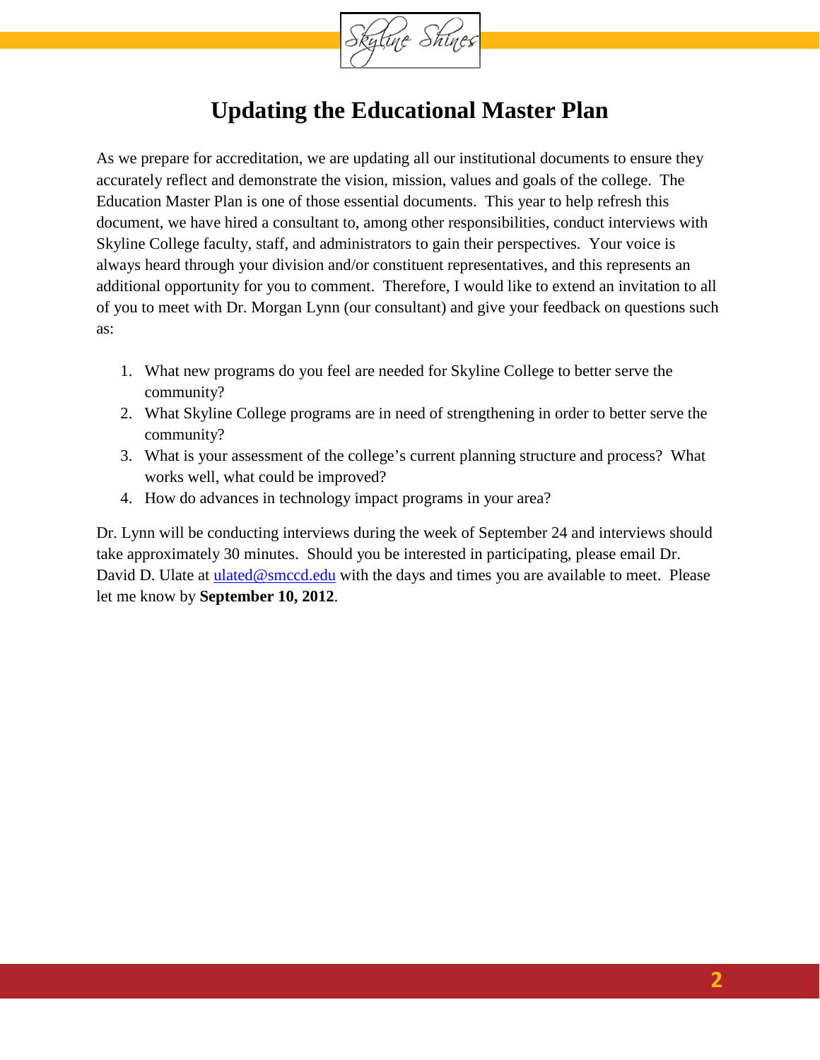# Updating the Educational Master Plan

As we prepare for accreditation, we are updating all our institutional documents to ensure they accurately reflect and demonstrate the vision, mission, values and goals of the college. The Education Master Plan is one of those essential documents. This year to help refresh this document, we have hired a consultant to, among other responsibilities, conduct interviews with Skyline College faculty, staff, and administrators to gain their perspectives. Your voice is always heard through your division and/or constituent representatives, and this represents an additional opportunity for you to comment. Therefore, I would like to extend an invitation to all of you to meet with Dr. Morgan Lynn (our consultant) and give your feedback on questions such as:

1. What new programs do you feel are needed for Skyline College to better serve the community?
2. What Skyline College programs are in need of strengthening in order to better serve the community?
3. What is your assessment of the college's current planning structure and process? What works well, what could be improved?
4. How do advances in technology impact programs in your area?

Dr. Lynn will be conducting interviews during the week of September 24 and interviews should take approximately 30 minutes. Should you be interested in participating, please email Dr. David D. Ulate at [ulated@smccd.edu](mailto:ulated@smccd.edu) with the days and times you are available to meet. Please let me know by **September 10, 2012**.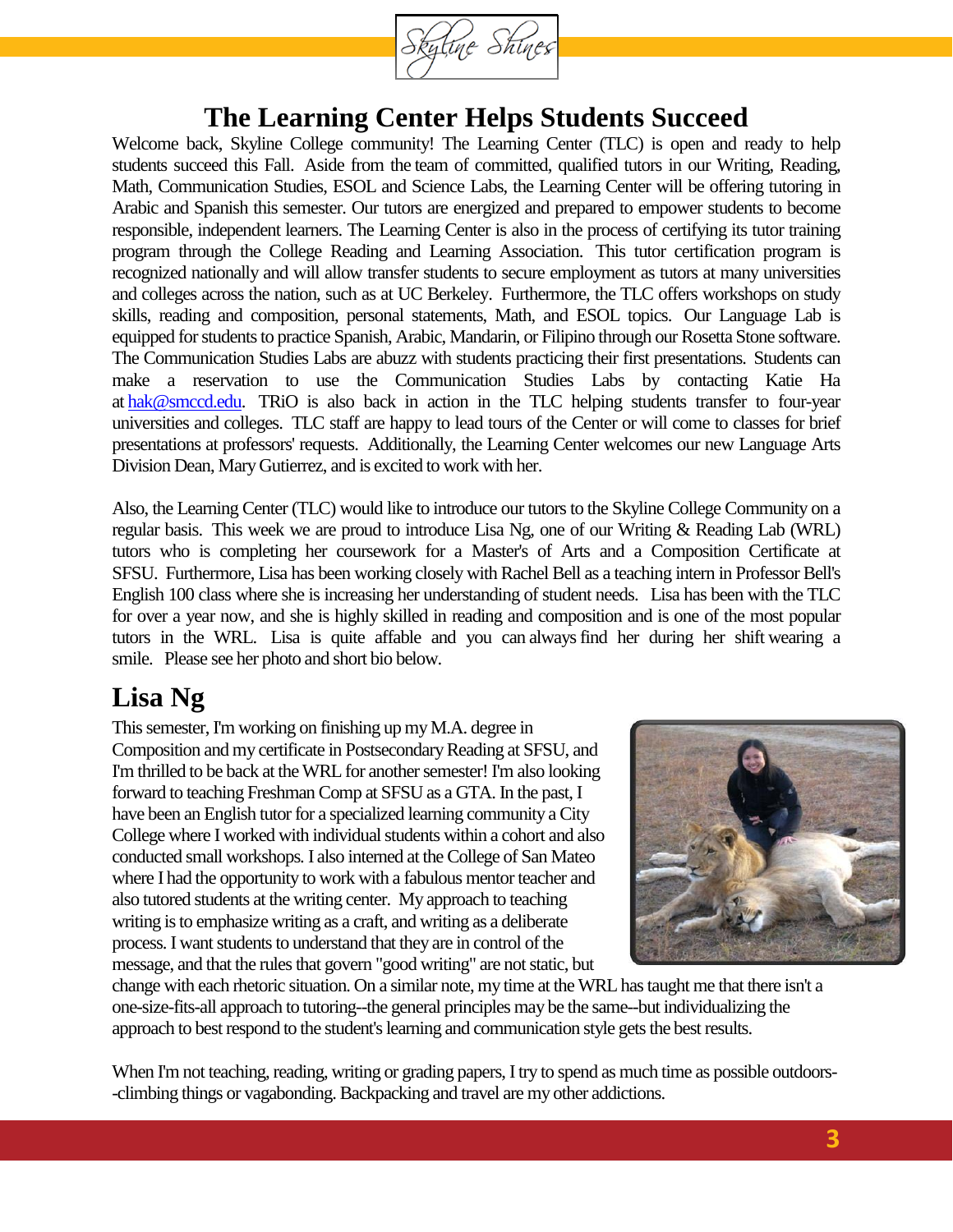# The Learning Center Helps Students Succeed

Welcome back, Skyline College community! The Learning Center (TLC) is open and ready to help students succeed this Fall. Aside from the team of committed, qualified tutors in our Writing, Reading, Math, Communication Studies, ESOL and Science Labs, the Learning Center will be offering tutoring in Arabic and Spanish this semester. Our tutors are energized and prepared to empower students to become responsible, independent learners. The Learning Center is also in the process of certifying its tutor training program through the College Reading and Learning Association. This tutor certification program is recognized nationally and will allow transfer students to secure employment as tutors at many universities and colleges across the nation, such as at UC Berkeley. Furthermore, the TLC offers workshops on study skills, reading and composition, personal statements, Math, and ESOL topics. Our Language Lab is equipped for students to practice Spanish, Arabic, Mandarin, or Filipino through our Rosetta Stone software. The Communication Studies Labs are abuzz with students practicing their first presentations. Students can make a reservation to use the Communication Studies Labs by contacting Katie Ha at hak@smccd.edu. TRiO is also back in action in the TLC helping students transfer to four-year universities and colleges. TLC staff are happy to lead tours of the Center or will come to classes for brief presentations at professors' requests. Additionally, the Learning Center welcomes our new Language Arts Division Dean, Mary Gutierrez, and is excited to work with her.

Also, the Learning Center (TLC) would like to introduce our tutors to the Skyline College Community on a regular basis. This week we are proud to introduce Lisa Ng, one of our Writing & Reading Lab (WRL) tutors who is completing her coursework for a Master's of Arts and a Composition Certificate at SFSU. Furthermore, Lisa has been working closely with Rachel Bell as a teaching intern in Professor Bell's English 100 class where she is increasing her understanding of student needs. Lisa has been with the TLC for over a year now, and she is highly skilled in reading and composition and is one of the most popular tutors in the WRL. Lisa is quite affable and you can always find her during her shift wearing a smile. Please see her photo and short bio below.

## Lisa Ng

This semester, I'm working on finishing up my M.A. degree in Composition and my certificate in Postsecondary Reading at SFSU, and I'm thrilled to be back at the WRL for another semester! I'm also looking forward to teaching Freshman Comp at SFSU as a GTA. In the past, I have been an English tutor for a specialized learning community a City College where I worked with individual students within a cohort and also conducted small workshops. I also interned at the College of San Mateo where I had the opportunity to work with a fabulous mentor teacher and also tutored students at the writing center. My approach to teaching writing is to emphasize writing as a craft, and writing as a deliberate process. I want students to understand that they are in control of the message, and that the rules that govern "good writing" are not static, but change with each rhetoric situation. On a similar note, my time at the WRL has taught me that there isn't a one-size-fits-all approach to tutoring--the general principles may be the same--but individualizing the approach to best respond to the student's learning and communication style gets the best results.

When I'm not teaching, reading, writing or grading papers, I try to spend as much time as possible outdoors--climbing things or vagabonding. Backpacking and travel are my other addictions.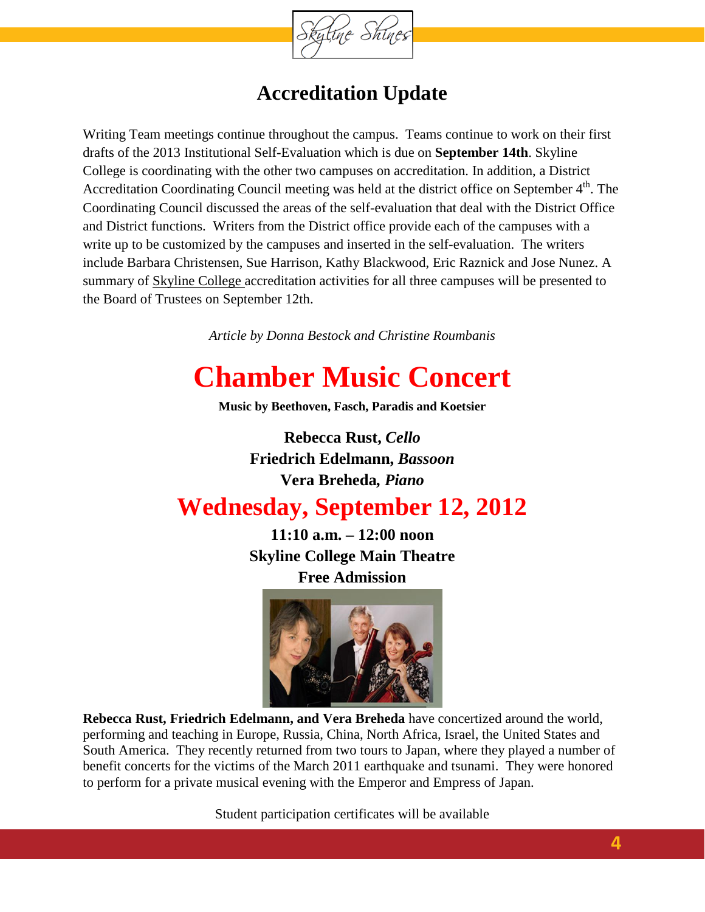## Accreditation Update

Writing Team meetings continue throughout the campus. Teams continue to work on their first drafts of the 2013 Institutional Self-Evaluation which is due on **September 14th**. Skyline College is coordinating with the other two campuses on accreditation. In addition, a District Accreditation Coordinating Council meeting was held at the district office on September 4th. The Coordinating Council discussed the areas of the self-evaluation that deal with the District Office and District functions. Writers from the District office provide each of the campuses with a write up to be customized by the campuses and inserted in the self-evaluation. The writers include Barbara Christensen, Sue Harrison, Kathy Blackwood, Eric Raznick and Jose Nunez. A summary of Skyline College accreditation activities for all three campuses will be presented to the Board of Trustees on September 12th.

*Article by Donna Bestock and Christine Roumbanis*

# Chamber Music Concert

**Music by Beethoven, Fasch, Paradis and Koetsier**

**Rebecca Rust, *Cello***
**Friedrich Edelmann, *Bassoon***
**Vera Breheda, *Piano***

## Wednesday, September 12, 2012

**11:10 a.m. – 12:00 noon**
**Skyline College Main Theatre**
**Free Admission**

**Rebecca Rust, Friedrich Edelmann, and Vera Breheda** have concertized around the world, performing and teaching in Europe, Russia, China, North Africa, Israel, the United States and South America. They recently returned from two tours to Japan, where they played a number of benefit concerts for the victims of the March 2011 earthquake and tsunami. They were honored to perform for a private musical evening with the Emperor and Empress of Japan.

Student participation certificates will be available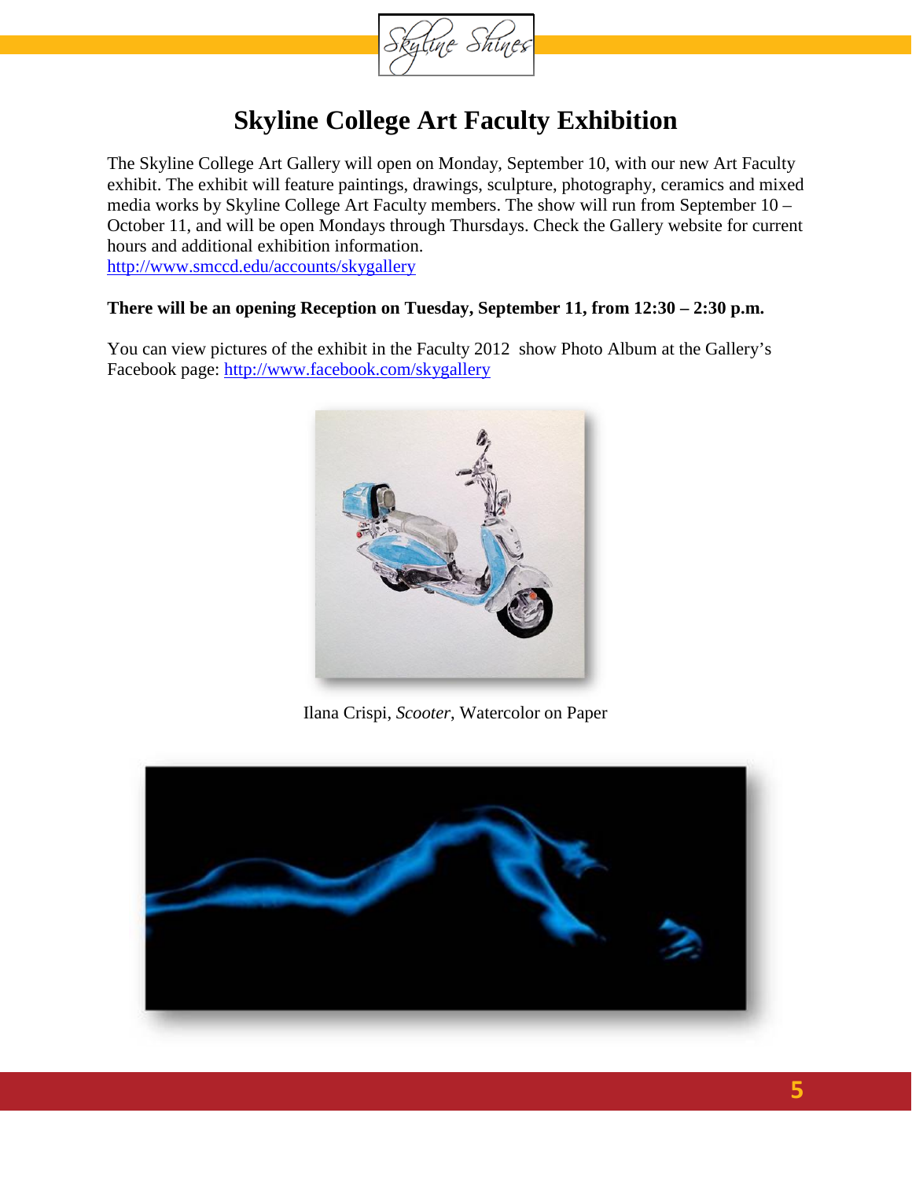# Skyline College Art Faculty Exhibition

The Skyline College Art Gallery will open on Monday, September 10, with our new Art Faculty exhibit. The exhibit will feature paintings, drawings, sculpture, photography, ceramics and mixed media works by Skyline College Art Faculty members. The show will run from September 10 – October 11, and will be open Mondays through Thursdays. Check the Gallery website for current hours and additional exhibition information.
http://www.smccd.edu/accounts/skygallery

**There will be an opening Reception on Tuesday, September 11, from 12:30 – 2:30 p.m.**

You can view pictures of the exhibit in the Faculty 2012 show Photo Album at the Gallery's Facebook page: http://www.facebook.com/skygallery

Ilana Crispi, *Scooter*, Watercolor on Paper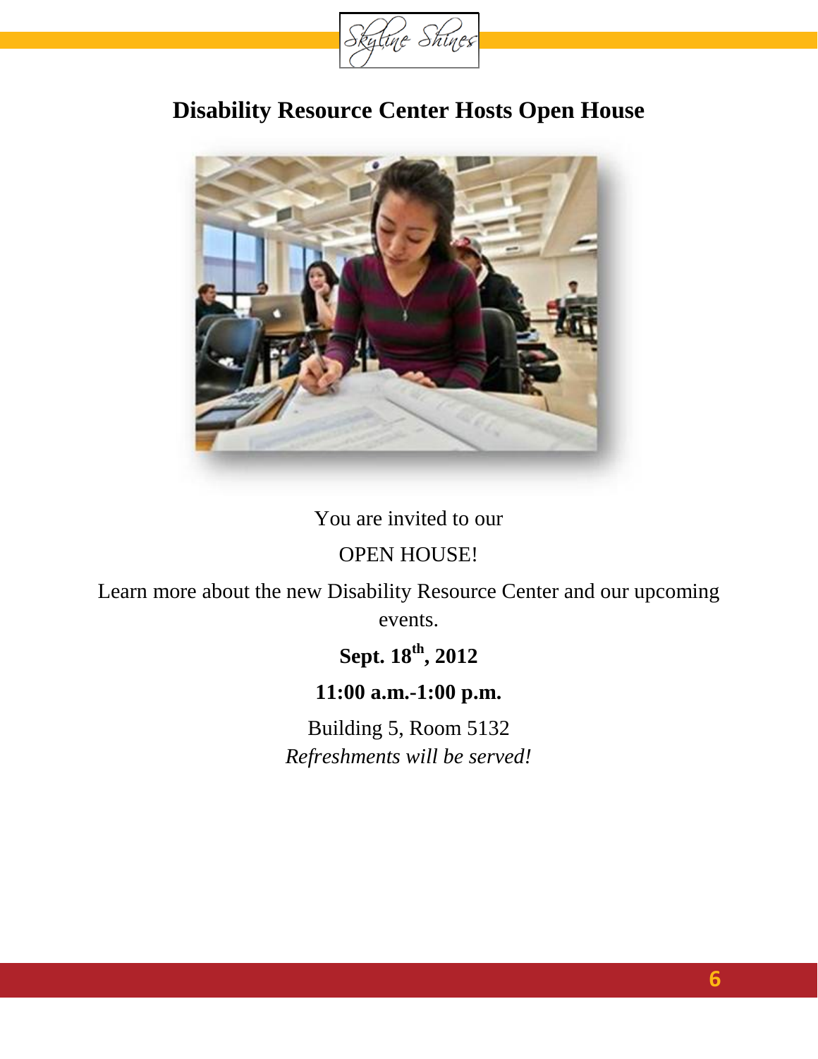# Disability Resource Center Hosts Open House

You are invited to our

OPEN HOUSE!

Learn more about the new Disability Resource Center and our upcoming events.

**Sept. 18th, 2012**

**11:00 a.m.-1:00 p.m.**

Building 5, Room 5132

*Refreshments will be served!*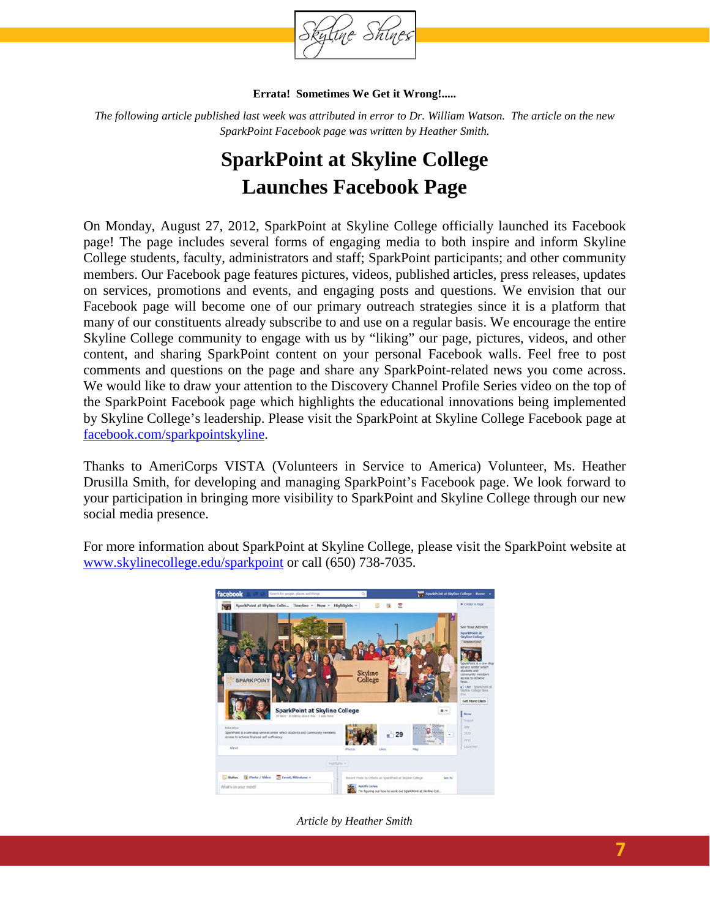**Errata! Sometimes We Get it Wrong!.....**

*The following article published last week was attributed in error to Dr. William Watson. The article on the new SparkPoint Facebook page was written by Heather Smith.*

# SparkPoint at Skyline College Launches Facebook Page

On Monday, August 27, 2012, SparkPoint at Skyline College officially launched its Facebook page! The page includes several forms of engaging media to both inspire and inform Skyline College students, faculty, administrators and staff; SparkPoint participants; and other community members. Our Facebook page features pictures, videos, published articles, press releases, updates on services, promotions and events, and engaging posts and questions. We envision that our Facebook page will become one of our primary outreach strategies since it is a platform that many of our constituents already subscribe to and use on a regular basis. We encourage the entire Skyline College community to engage with us by "liking" our page, pictures, videos, and other content, and sharing SparkPoint content on your personal Facebook walls. Feel free to post comments and questions on the page and share any SparkPoint-related news you come across. We would like to draw your attention to the Discovery Channel Profile Series video on the top of the SparkPoint Facebook page which highlights the educational innovations being implemented by Skyline College's leadership. Please visit the SparkPoint at Skyline College Facebook page at [facebook.com/sparkpointskyline](facebook.com/sparkpointskyline).

Thanks to AmeriCorps VISTA (Volunteers in Service to America) Volunteer, Ms. Heather Drusilla Smith, for developing and managing SparkPoint's Facebook page. We look forward to your participation in bringing more visibility to SparkPoint and Skyline College through our new social media presence.

For more information about SparkPoint at Skyline College, please visit the SparkPoint website at [www.skylinecollege.edu/sparkpoint](www.skylinecollege.edu/sparkpoint) or call (650) 738-7035.

*Article by Heather Smith*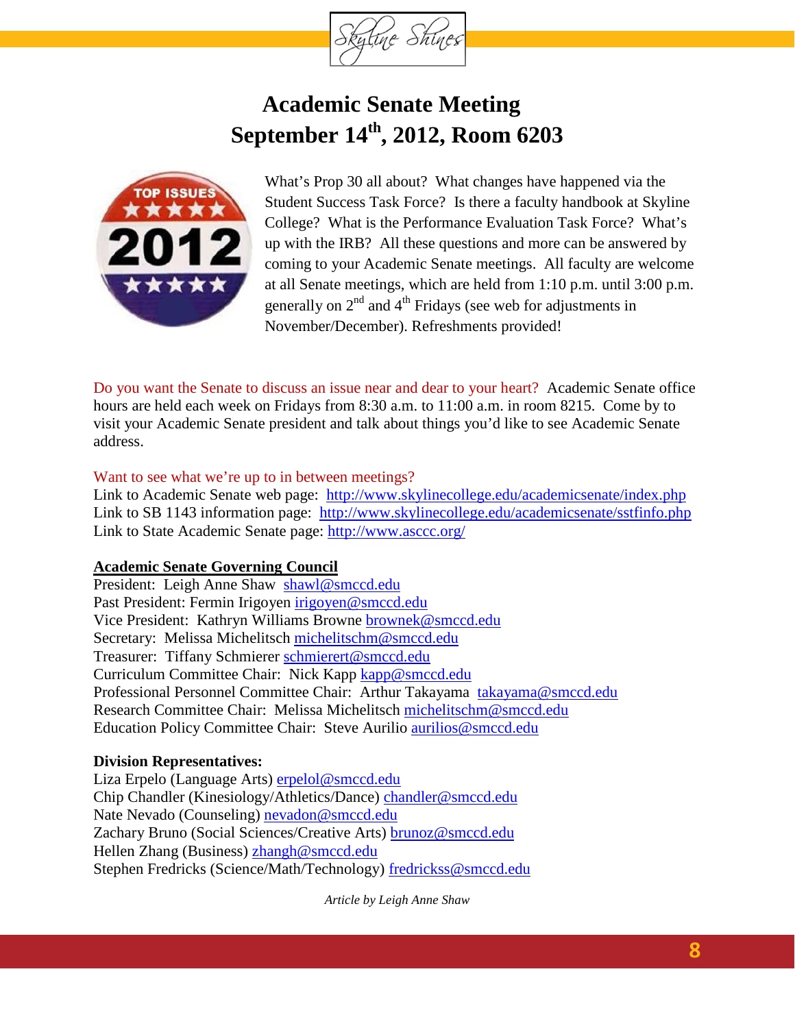# Academic Senate Meeting
# September 14th, 2012, Room 6203

What's Prop 30 all about? What changes have happened via the Student Success Task Force? Is there a faculty handbook at Skyline College? What is the Performance Evaluation Task Force? What's up with the IRB? All these questions and more can be answered by coming to your Academic Senate meetings. All faculty are welcome at all Senate meetings, which are held from 1:10 p.m. until 3:00 p.m. generally on 2nd and 4th Fridays (see web for adjustments in November/December). Refreshments provided!

Do you want the Senate to discuss an issue near and dear to your heart? Academic Senate office hours are held each week on Fridays from 8:30 a.m. to 11:00 a.m. in room 8215. Come by to visit your Academic Senate president and talk about things you'd like to see Academic Senate address.

Want to see what we're up to in between meetings?
Link to Academic Senate web page: http://www.skylinecollege.edu/academicsenate/index.php
Link to SB 1143 information page: http://www.skylinecollege.edu/academicsenate/sstfinfo.php
Link to State Academic Senate page: http://www.asccc.org/

**Academic Senate Governing Council**
President: Leigh Anne Shaw shawl@smccd.edu
Past President: Fermin Irigoyen irigoyen@smccd.edu
Vice President: Kathryn Williams Browne brownek@smccd.edu
Secretary: Melissa Michelitsch michelitschm@smccd.edu
Treasurer: Tiffany Schmierer schmierert@smccd.edu
Curriculum Committee Chair: Nick Kapp kapp@smccd.edu
Professional Personnel Committee Chair: Arthur Takayama takayama@smccd.edu
Research Committee Chair: Melissa Michelitsch michelitschm@smccd.edu
Education Policy Committee Chair: Steve Aurilio aurilios@smccd.edu

**Division Representatives:**
Liza Erpelo (Language Arts) erpelol@smccd.edu
Chip Chandler (Kinesiology/Athletics/Dance) chandler@smccd.edu
Nate Nevado (Counseling) nevadon@smccd.edu
Zachary Bruno (Social Sciences/Creative Arts) brunoz@smccd.edu
Hellen Zhang (Business) zhangh@smccd.edu
Stephen Fredricks (Science/Math/Technology) fredrickss@smccd.edu

*Article by Leigh Anne Shaw*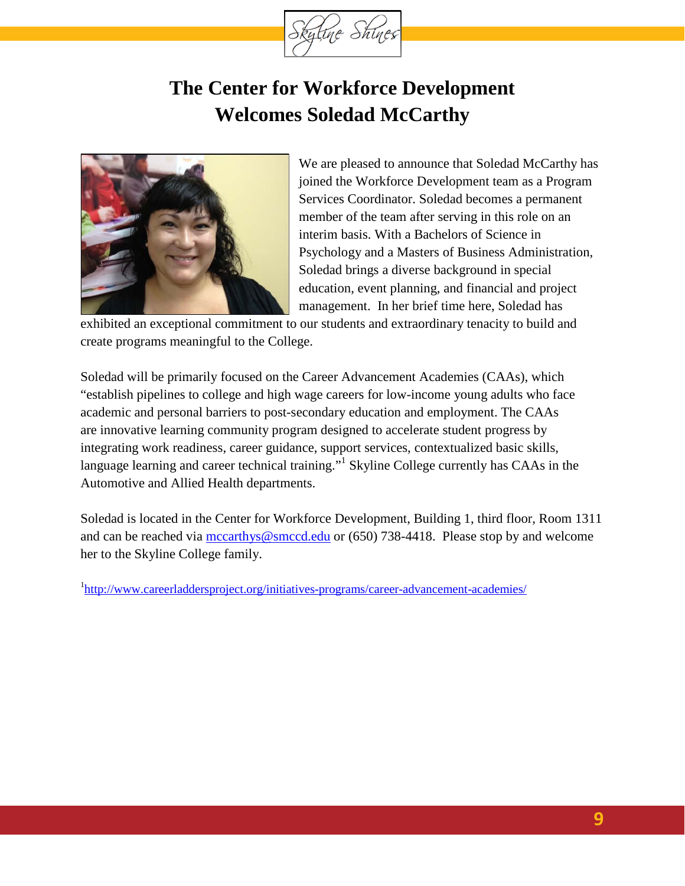# The Center for Workforce Development Welcomes Soledad McCarthy

We are pleased to announce that Soledad McCarthy has joined the Workforce Development team as a Program Services Coordinator. Soledad becomes a permanent member of the team after serving in this role on an interim basis. With a Bachelors of Science in Psychology and a Masters of Business Administration, Soledad brings a diverse background in special education, event planning, and financial and project management. In her brief time here, Soledad has exhibited an exceptional commitment to our students and extraordinary tenacity to build and create programs meaningful to the College.

Soledad will be primarily focused on the Career Advancement Academies (CAAs), which "establish pipelines to college and high wage careers for low-income young adults who face academic and personal barriers to post-secondary education and employment. The CAAs are innovative learning community program designed to accelerate student progress by integrating work readiness, career guidance, support services, contextualized basic skills, language learning and career technical training."[1] Skyline College currently has CAAs in the Automotive and Allied Health departments.

Soledad is located in the Center for Workforce Development, Building 1, third floor, Room 1311 and can be reached via mccarthys@smccd.edu or (650) 738-4418. Please stop by and welcome her to the Skyline College family.

[1] http://www.careerladdersproject.org/initiatives-programs/career-advancement-academies/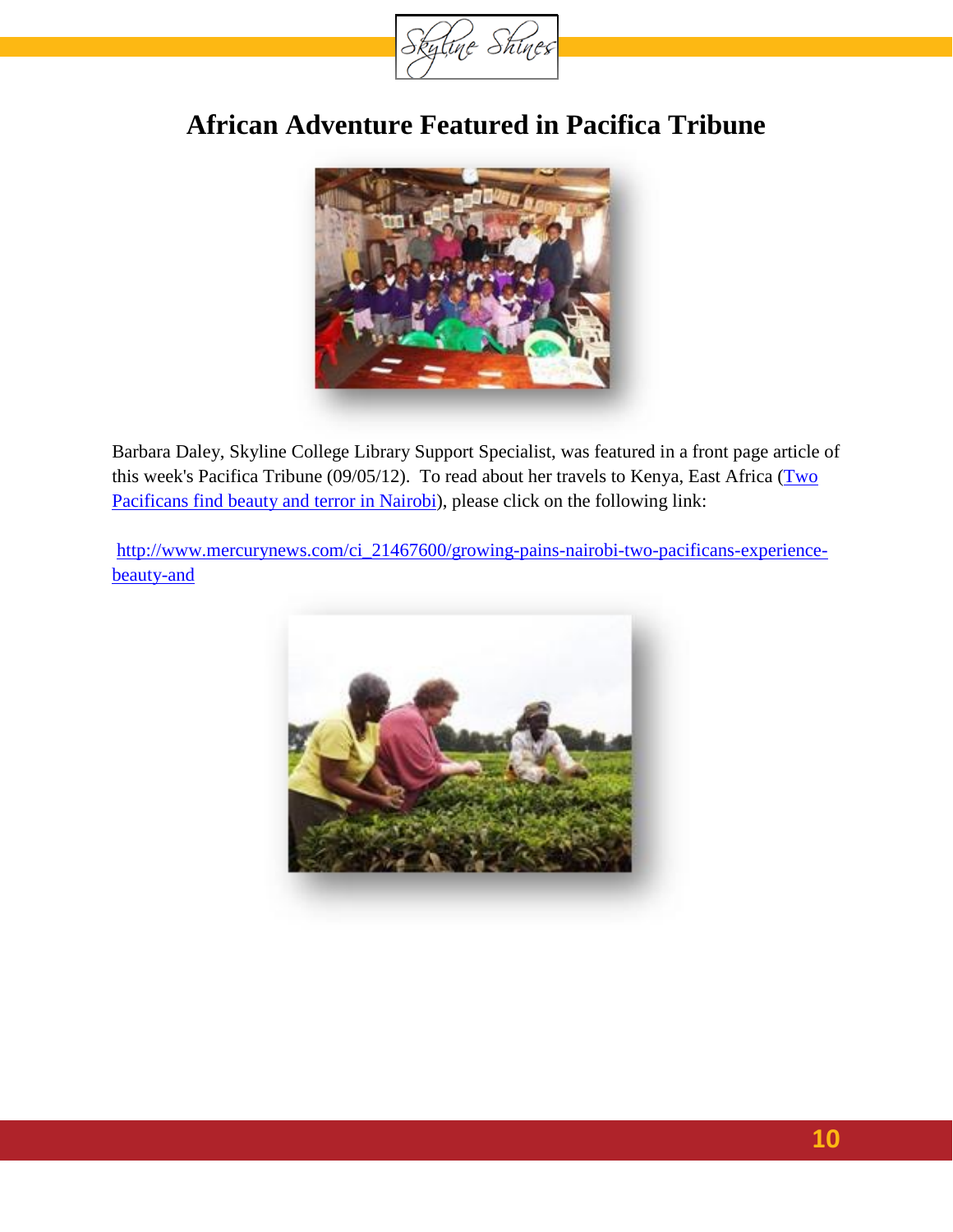# African Adventure Featured in Pacifica Tribune

Barbara Daley, Skyline College Library Support Specialist, was featured in a front page article of this week's Pacifica Tribune (09/05/12). To read about her travels to Kenya, East Africa (Two Pacificans find beauty and terror in Nairobi), please click on the following link:

http://www.mercurynews.com/ci_21467600/growing-pains-nairobi-two-pacificans-experience-beauty-and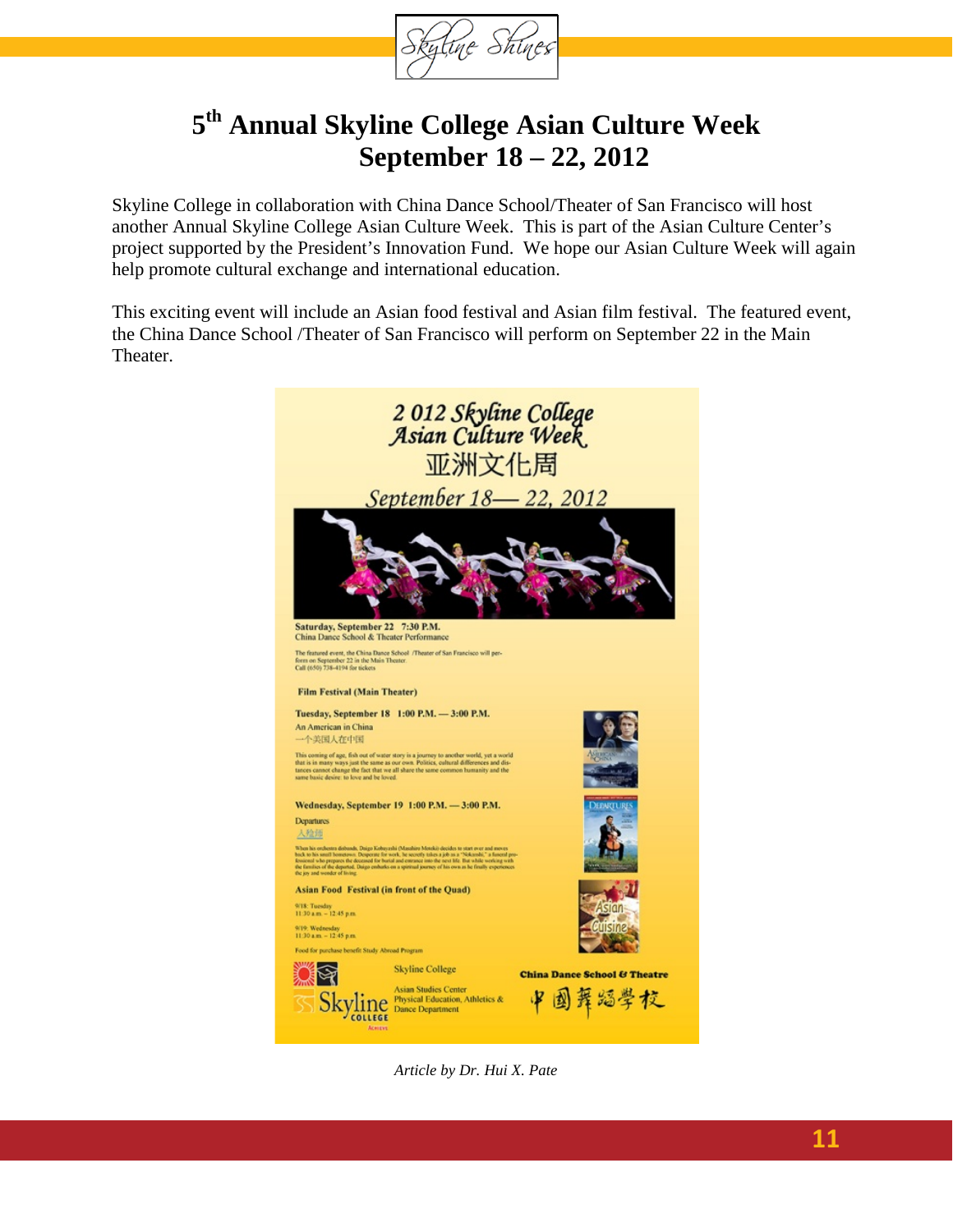# 5th Annual Skyline College Asian Culture Week
# September 18 – 22, 2012

Skyline College in collaboration with China Dance School/Theater of San Francisco will host another Annual Skyline College Asian Culture Week. This is part of the Asian Culture Center's project supported by the President's Innovation Fund. We hope our Asian Culture Week will again help promote cultural exchange and international education.

This exciting event will include an Asian food festival and Asian film festival. The featured event, the China Dance School /Theater of San Francisco will perform on September 22 in the Main Theater.

*2012 Skyline College Asian Culture Week*
亚洲文化周
*September 18— 22, 2012*

**Saturday, September 22 7:30 P.M.**
China Dance School & Theater Performance

The featured event, the China Dance School /Theater of San Francisco will perform on September 22 in the Main Theater.
Call (650) 738-4194 for tickets

**Film Festival (Main Theater)**

**Tuesday, September 18 1:00 P.M. — 3:00 P.M.**
An American in China
一个美国人在中国

This coming of age, fish out of water story is a journey to another world, yet a world that is in many ways just the same as our own. Politics, cultural differences and distances cannot change the fact that we all share the same common humanity and the same basic desire: to love and be loved.

**Wednesday, September 19 1:00 P.M. — 3:00 P.M.**
Departures
入殓师

When his orchestra disbands, Daigo Kobayashi (Masahiro Motoki) decides to start over and moves back to his small hometown. Desperate for work, he secretly takes a job as a "Nokanshi," a funeral professional who prepares the deceased for burial and entrance into the next life. But while working with the families of the departed, Daigo embarks on a spiritual journey of his own as he finally experiences the joy and wonder of living.

**Asian Food Festival (in front of the Quad)**

9/18: Tuesday
11:30 a.m. – 12:45 p.m.

9/19: Wednesday
11:30 a.m. – 12:45 p.m.

Food for purchase benefit Study Abroad Program

Skyline College
Asian Studies Center
Physical Education, Athletics & Dance Department

China Dance School & Theatre
中国舞蹈學校

*Article by Dr. Hui X. Pate*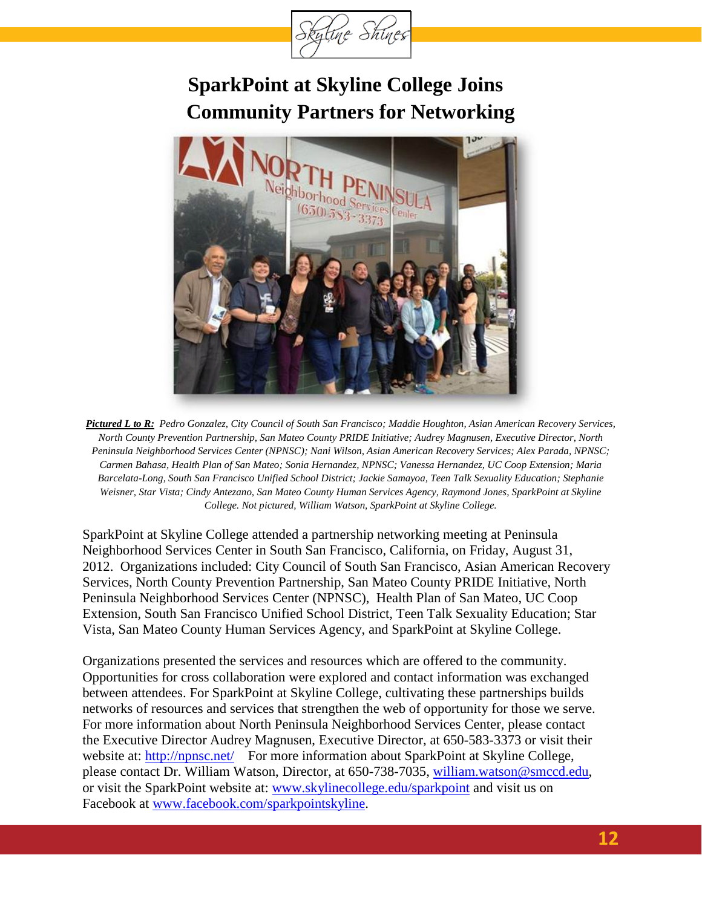# SparkPoint at Skyline College Joins Community Partners for Networking

***Pictured L to R:*** *Pedro Gonzalez, City Council of South San Francisco; Maddie Houghton, Asian American Recovery Services, North County Prevention Partnership, San Mateo County PRIDE Initiative; Audrey Magnusen, Executive Director, North Peninsula Neighborhood Services Center (NPNSC); Nani Wilson, Asian American Recovery Services; Alex Parada, NPNSC; Carmen Bahasa, Health Plan of San Mateo; Sonia Hernandez, NPNSC; Vanessa Hernandez, UC Coop Extension; Maria Barcelata-Long, South San Francisco Unified School District; Jackie Samayoa, Teen Talk Sexuality Education; Stephanie Weisner, Star Vista; Cindy Antezano, San Mateo County Human Services Agency, Raymond Jones, SparkPoint at Skyline College. Not pictured, William Watson, SparkPoint at Skyline College.*

SparkPoint at Skyline College attended a partnership networking meeting at Peninsula Neighborhood Services Center in South San Francisco, California, on Friday, August 31, 2012. Organizations included: City Council of South San Francisco, Asian American Recovery Services, North County Prevention Partnership, San Mateo County PRIDE Initiative, North Peninsula Neighborhood Services Center (NPNSC), Health Plan of San Mateo, UC Coop Extension, South San Francisco Unified School District, Teen Talk Sexuality Education; Star Vista, San Mateo County Human Services Agency, and SparkPoint at Skyline College.

Organizations presented the services and resources which are offered to the community. Opportunities for cross collaboration were explored and contact information was exchanged between attendees. For SparkPoint at Skyline College, cultivating these partnerships builds networks of resources and services that strengthen the web of opportunity for those we serve. For more information about North Peninsula Neighborhood Services Center, please contact the Executive Director Audrey Magnusen, Executive Director, at 650-583-3373 or visit their website at: http://npnsc.net/ For more information about SparkPoint at Skyline College, please contact Dr. William Watson, Director, at 650-738-7035, william.watson@smccd.edu, or visit the SparkPoint website at: www.skylinecollege.edu/sparkpoint and visit us on Facebook at www.facebook.com/sparkpointskyline.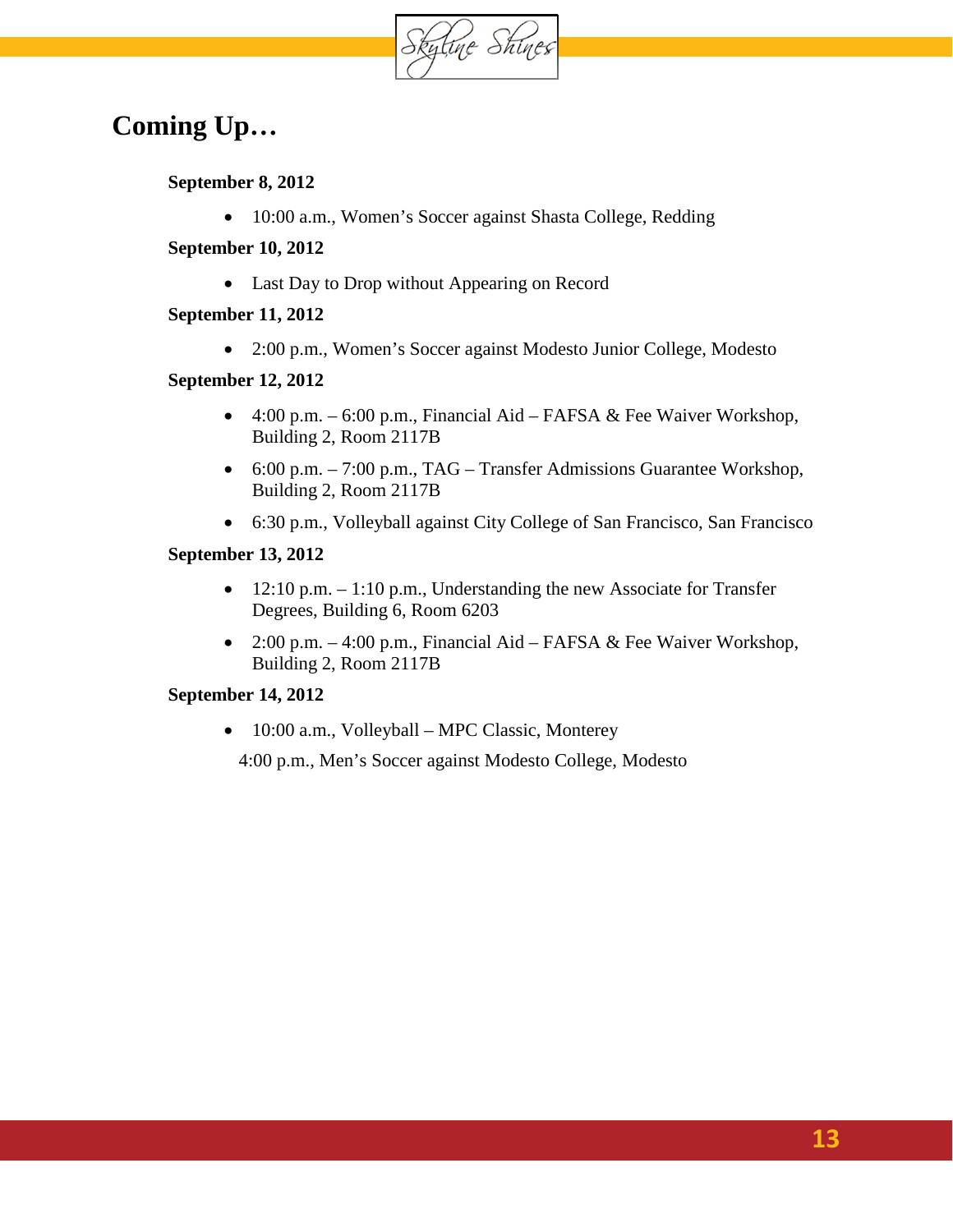## Coming Up…

**September 8, 2012**

- 10:00 a.m., Women's Soccer against Shasta College, Redding

**September 10, 2012**

- Last Day to Drop without Appearing on Record

**September 11, 2012**

- 2:00 p.m., Women's Soccer against Modesto Junior College, Modesto

**September 12, 2012**

- 4:00 p.m. – 6:00 p.m., Financial Aid – FAFSA & Fee Waiver Workshop, Building 2, Room 2117B
- 6:00 p.m. – 7:00 p.m., TAG – Transfer Admissions Guarantee Workshop, Building 2, Room 2117B
- 6:30 p.m., Volleyball against City College of San Francisco, San Francisco

**September 13, 2012**

- 12:10 p.m. – 1:10 p.m., Understanding the new Associate for Transfer Degrees, Building 6, Room 6203
- 2:00 p.m. – 4:00 p.m., Financial Aid – FAFSA & Fee Waiver Workshop, Building 2, Room 2117B

**September 14, 2012**

- 10:00 a.m., Volleyball – MPC Classic, Monterey

4:00 p.m., Men's Soccer against Modesto College, Modesto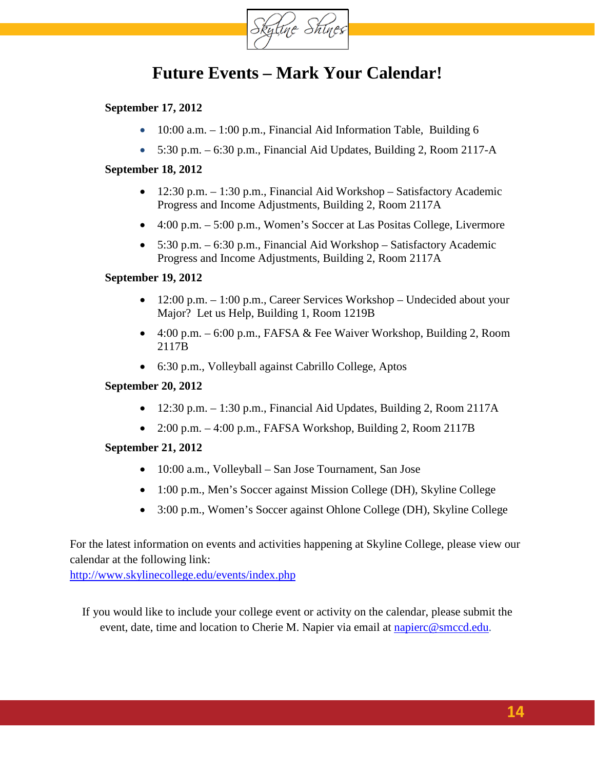# Future Events – Mark Your Calendar!

**September 17, 2012**

- 10:00 a.m. – 1:00 p.m., Financial Aid Information Table, Building 6
- 5:30 p.m. – 6:30 p.m., Financial Aid Updates, Building 2, Room 2117-A

**September 18, 2012**

- 12:30 p.m. – 1:30 p.m., Financial Aid Workshop – Satisfactory Academic Progress and Income Adjustments, Building 2, Room 2117A
- 4:00 p.m. – 5:00 p.m., Women's Soccer at Las Positas College, Livermore
- 5:30 p.m. – 6:30 p.m., Financial Aid Workshop – Satisfactory Academic Progress and Income Adjustments, Building 2, Room 2117A

**September 19, 2012**

- 12:00 p.m. – 1:00 p.m., Career Services Workshop – Undecided about your Major? Let us Help, Building 1, Room 1219B
- 4:00 p.m. – 6:00 p.m., FAFSA & Fee Waiver Workshop, Building 2, Room 2117B
- 6:30 p.m., Volleyball against Cabrillo College, Aptos

**September 20, 2012**

- 12:30 p.m. – 1:30 p.m., Financial Aid Updates, Building 2, Room 2117A
- 2:00 p.m. – 4:00 p.m., FAFSA Workshop, Building 2, Room 2117B

**September 21, 2012**

- 10:00 a.m., Volleyball – San Jose Tournament, San Jose
- 1:00 p.m., Men's Soccer against Mission College (DH), Skyline College
- 3:00 p.m., Women's Soccer against Ohlone College (DH), Skyline College

For the latest information on events and activities happening at Skyline College, please view our calendar at the following link:
http://www.skylinecollege.edu/events/index.php

If you would like to include your college event or activity on the calendar, please submit the event, date, time and location to Cherie M. Napier via email at napierc@smccd.edu.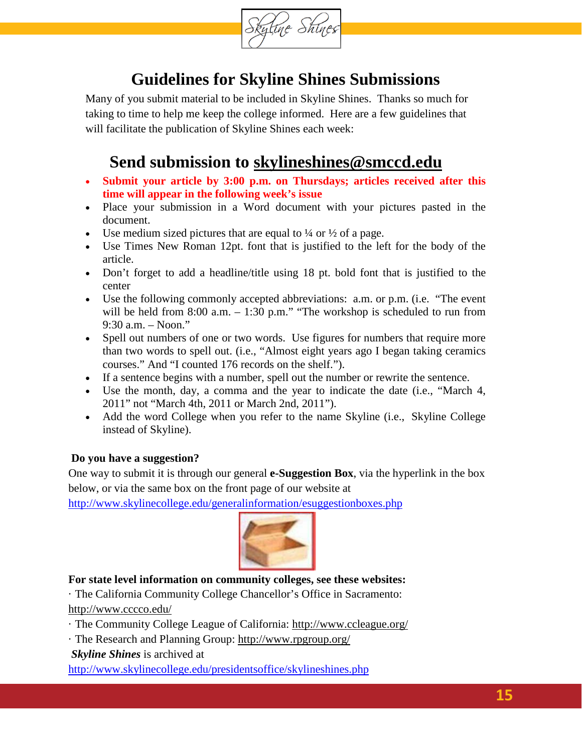# Guidelines for Skyline Shines Submissions

Many of you submit material to be included in Skyline Shines. Thanks so much for taking to time to help me keep the college informed. Here are a few guidelines that will facilitate the publication of Skyline Shines each week:

## Send submission to skylineshines@smccd.edu

- **Submit your article by 3:00 p.m. on Thursdays; articles received after this time will appear in the following week's issue**
- Place your submission in a Word document with your pictures pasted in the document.
- Use medium sized pictures that are equal to ¼ or ½ of a page.
- Use Times New Roman 12pt. font that is justified to the left for the body of the article.
- Don't forget to add a headline/title using 18 pt. bold font that is justified to the center
- Use the following commonly accepted abbreviations: a.m. or p.m. (i.e. "The event will be held from 8:00 a.m. – 1:30 p.m." "The workshop is scheduled to run from 9:30 a.m. – Noon."
- Spell out numbers of one or two words. Use figures for numbers that require more than two words to spell out. (i.e., "Almost eight years ago I began taking ceramics courses." And "I counted 176 records on the shelf.").
- If a sentence begins with a number, spell out the number or rewrite the sentence.
- Use the month, day, a comma and the year to indicate the date (i.e., "March 4, 2011" not "March 4th, 2011 or March 2nd, 2011").
- Add the word College when you refer to the name Skyline (i.e., Skyline College instead of Skyline).

**Do you have a suggestion?**

One way to submit it is through our general **e-Suggestion Box**, via the hyperlink in the box below, or via the same box on the front page of our website at http://www.skylinecollege.edu/generalinformation/esuggestionboxes.php

**For state level information on community colleges, see these websites:**

· The California Community College Chancellor's Office in Sacramento: http://www.cccco.edu/

· The Community College League of California: http://www.ccleague.org/

· The Research and Planning Group: http://www.rpgroup.org/

***Skyline Shines*** is archived at http://www.skylinecollege.edu/presidentsoffice/skylineshines.php